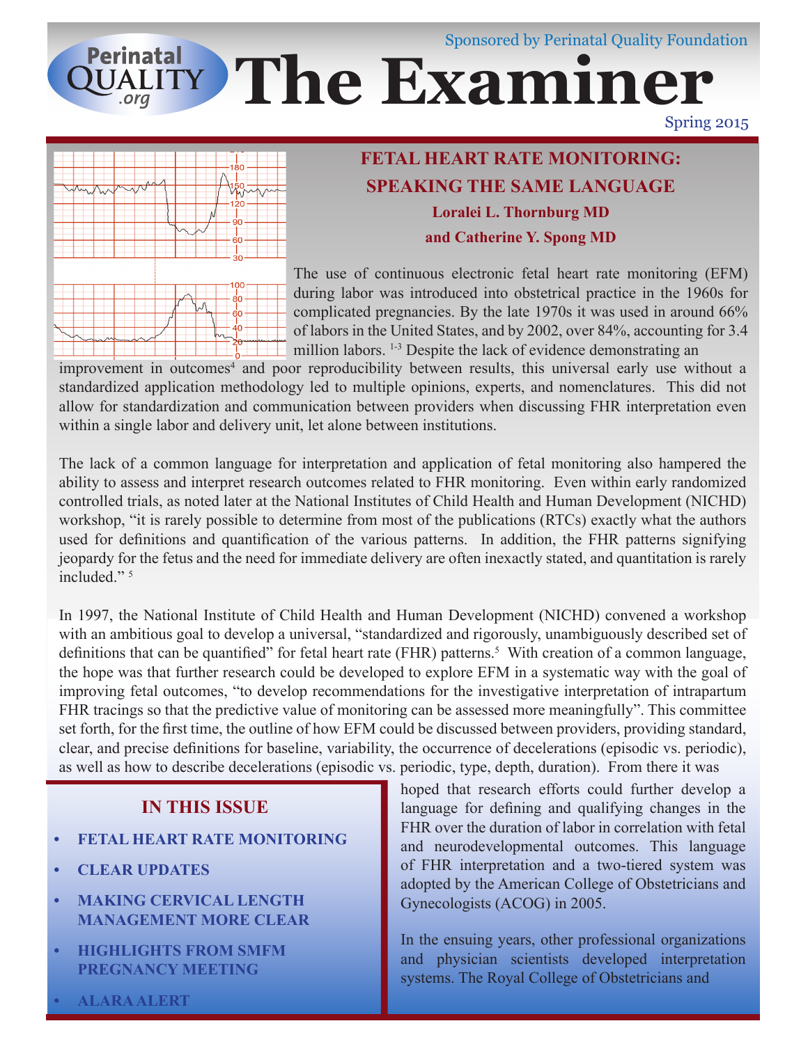Sponsored by Perinatal Quality Foundation

# The Examiner

Spring 2015

## FETAL HEART RATE MONITORING: SPEAKING THE SAME LANGUAGE

**Loralei L. Thornburg MD and Catherine Y. Spong MD**

The use of continuous electronic fetal heart rate monitoring (EFM) during labor was introduced into obstetrical practice in the 1960s for complicated pregnancies. By the late 1970s it was used in around 66% of labors in the United States, and by 2002, over 84%, accounting for 3.4 million labors. [1-3] Despite the lack of evidence demonstrating an improvement in outcomes[4] and poor reproducibility between results, this universal early use without a standardized application methodology led to multiple opinions, experts, and nomenclatures. This did not allow for standardization and communication between providers when discussing FHR interpretation even within a single labor and delivery unit, let alone between institutions.

The lack of a common language for interpretation and application of fetal monitoring also hampered the ability to assess and interpret research outcomes related to FHR monitoring. Even within early randomized controlled trials, as noted later at the National Institutes of Child Health and Human Development (NICHD) workshop, "it is rarely possible to determine from most of the publications (RTCs) exactly what the authors used for definitions and quantification of the various patterns. In addition, the FHR patterns signifying jeopardy for the fetus and the need for immediate delivery are often inexactly stated, and quantitation is rarely included." [5]

In 1997, the National Institute of Child Health and Human Development (NICHD) convened a workshop with an ambitious goal to develop a universal, "standardized and rigorously, unambiguously described set of definitions that can be quantified" for fetal heart rate (FHR) patterns.[5] With creation of a common language, the hope was that further research could be developed to explore EFM in a systematic way with the goal of improving fetal outcomes, "to develop recommendations for the investigative interpretation of intrapartum FHR tracings so that the predictive value of monitoring can be assessed more meaningfully". This committee set forth, for the first time, the outline of how EFM could be discussed between providers, providing standard, clear, and precise definitions for baseline, variability, the occurrence of decelerations (episodic vs. periodic), as well as how to describe decelerations (episodic vs. periodic, type, depth, duration). From there it was hoped that research efforts could further develop a language for defining and qualifying changes in the FHR over the duration of labor in correlation with fetal and neurodevelopmental outcomes. This language of FHR interpretation and a two-tiered system was adopted by the American College of Obstetricians and Gynecologists (ACOG) in 2005.

In the ensuing years, other professional organizations and physician scientists developed interpretation systems. The Royal College of Obstetricians and

### IN THIS ISSUE

- FETAL HEART RATE MONITORING
- CLEAR UPDATES
- MAKING CERVICAL LENGTH MANAGEMENT MORE CLEAR
- HIGHLIGHTS FROM SMFM PREGNANCY MEETING
- ALARA ALERT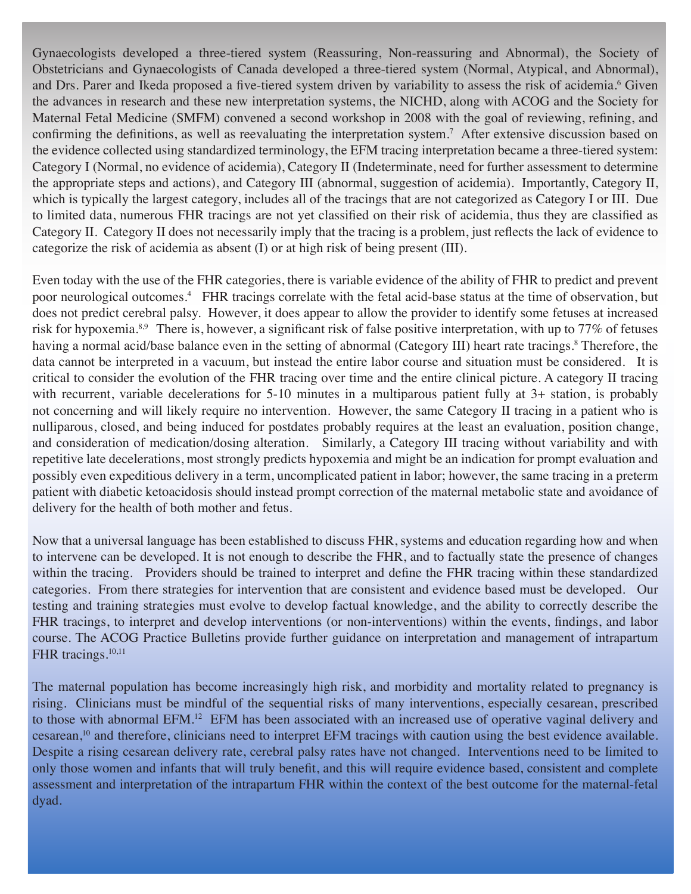Gynaecologists developed a three-tiered system (Reassuring, Non-reassuring and Abnormal), the Society of Obstetricians and Gynaecologists of Canada developed a three-tiered system (Normal, Atypical, and Abnormal), and Drs. Parer and Ikeda proposed a five-tiered system driven by variability to assess the risk of acidemia.[6] Given the advances in research and these new interpretation systems, the NICHD, along with ACOG and the Society for Maternal Fetal Medicine (SMFM) convened a second workshop in 2008 with the goal of reviewing, refining, and confirming the definitions, as well as reevaluating the interpretation system.[7] After extensive discussion based on the evidence collected using standardized terminology, the EFM tracing interpretation became a three-tiered system: Category I (Normal, no evidence of acidemia), Category II (Indeterminate, need for further assessment to determine the appropriate steps and actions), and Category III (abnormal, suggestion of acidemia). Importantly, Category II, which is typically the largest category, includes all of the tracings that are not categorized as Category I or III. Due to limited data, numerous FHR tracings are not yet classified on their risk of acidemia, thus they are classified as Category II. Category II does not necessarily imply that the tracing is a problem, just reflects the lack of evidence to categorize the risk of acidemia as absent (I) or at high risk of being present (III).

Even today with the use of the FHR categories, there is variable evidence of the ability of FHR to predict and prevent poor neurological outcomes.[4] FHR tracings correlate with the fetal acid-base status at the time of observation, but does not predict cerebral palsy. However, it does appear to allow the provider to identify some fetuses at increased risk for hypoxemia.[8,9] There is, however, a significant risk of false positive interpretation, with up to 77% of fetuses having a normal acid/base balance even in the setting of abnormal (Category III) heart rate tracings.[8] Therefore, the data cannot be interpreted in a vacuum, but instead the entire labor course and situation must be considered. It is critical to consider the evolution of the FHR tracing over time and the entire clinical picture. A category II tracing with recurrent, variable decelerations for 5-10 minutes in a multiparous patient fully at 3+ station, is probably not concerning and will likely require no intervention. However, the same Category II tracing in a patient who is nulliparous, closed, and being induced for postdates probably requires at the least an evaluation, position change, and consideration of medication/dosing alteration. Similarly, a Category III tracing without variability and with repetitive late decelerations, most strongly predicts hypoxemia and might be an indication for prompt evaluation and possibly even expeditious delivery in a term, uncomplicated patient in labor; however, the same tracing in a preterm patient with diabetic ketoacidosis should instead prompt correction of the maternal metabolic state and avoidance of delivery for the health of both mother and fetus.

Now that a universal language has been established to discuss FHR, systems and education regarding how and when to intervene can be developed. It is not enough to describe the FHR, and to factually state the presence of changes within the tracing. Providers should be trained to interpret and define the FHR tracing within these standardized categories. From there strategies for intervention that are consistent and evidence based must be developed. Our testing and training strategies must evolve to develop factual knowledge, and the ability to correctly describe the FHR tracings, to interpret and develop interventions (or non-interventions) within the events, findings, and labor course. The ACOG Practice Bulletins provide further guidance on interpretation and management of intrapartum FHR tracings.[10,11]

The maternal population has become increasingly high risk, and morbidity and mortality related to pregnancy is rising. Clinicians must be mindful of the sequential risks of many interventions, especially cesarean, prescribed to those with abnormal EFM.[12] EFM has been associated with an increased use of operative vaginal delivery and cesarean,[10] and therefore, clinicians need to interpret EFM tracings with caution using the best evidence available. Despite a rising cesarean delivery rate, cerebral palsy rates have not changed. Interventions need to be limited to only those women and infants that will truly benefit, and this will require evidence based, consistent and complete assessment and interpretation of the intrapartum FHR within the context of the best outcome for the maternal-fetal dyad.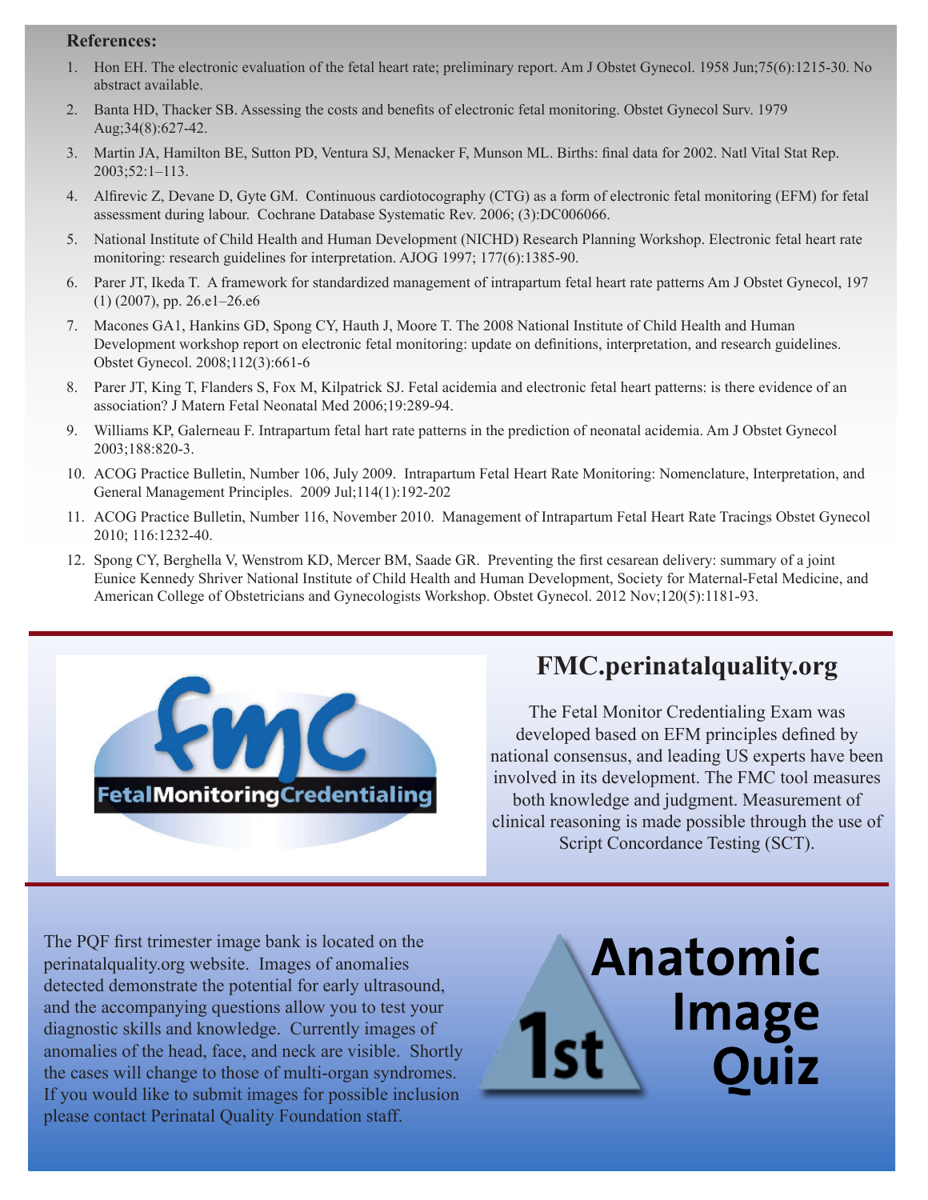**References:**

1. Hon EH. The electronic evaluation of the fetal heart rate; preliminary report. Am J Obstet Gynecol. 1958 Jun;75(6):1215-30. No abstract available.
2. Banta HD, Thacker SB. Assessing the costs and benefits of electronic fetal monitoring. Obstet Gynecol Surv. 1979 Aug;34(8):627-42.
3. Martin JA, Hamilton BE, Sutton PD, Ventura SJ, Menacker F, Munson ML. Births: final data for 2002. Natl Vital Stat Rep. 2003;52:1–113.
4. Alfirevic Z, Devane D, Gyte GM. Continuous cardiotocography (CTG) as a form of electronic fetal monitoring (EFM) for fetal assessment during labour. Cochrane Database Systematic Rev. 2006; (3):DC006066.
5. National Institute of Child Health and Human Development (NICHD) Research Planning Workshop. Electronic fetal heart rate monitoring: research guidelines for interpretation. AJOG 1997; 177(6):1385-90.
6. Parer JT, Ikeda T. A framework for standardized management of intrapartum fetal heart rate patterns Am J Obstet Gynecol, 197 (1) (2007), pp. 26.e1–26.e6
7. Macones GA1, Hankins GD, Spong CY, Hauth J, Moore T. The 2008 National Institute of Child Health and Human Development workshop report on electronic fetal monitoring: update on definitions, interpretation, and research guidelines. Obstet Gynecol. 2008;112(3):661-6
8. Parer JT, King T, Flanders S, Fox M, Kilpatrick SJ. Fetal acidemia and electronic fetal heart patterns: is there evidence of an association? J Matern Fetal Neonatal Med 2006;19:289-94.
9. Williams KP, Galerneau F. Intrapartum fetal hart rate patterns in the prediction of neonatal acidemia. Am J Obstet Gynecol 2003;188:820-3.
10. ACOG Practice Bulletin, Number 106, July 2009. Intrapartum Fetal Heart Rate Monitoring: Nomenclature, Interpretation, and General Management Principles. 2009 Jul;114(1):192-202
11. ACOG Practice Bulletin, Number 116, November 2010. Management of Intrapartum Fetal Heart Rate Tracings Obstet Gynecol 2010; 116:1232-40.
12. Spong CY, Berghella V, Wenstrom KD, Mercer BM, Saade GR. Preventing the first cesarean delivery: summary of a joint Eunice Kennedy Shriver National Institute of Child Health and Human Development, Society for Maternal-Fetal Medicine, and American College of Obstetricians and Gynecologists Workshop. Obstet Gynecol. 2012 Nov;120(5):1181-93.

fmc FetalMonitoringCredentialing

## FMC.perinatalquality.org

The Fetal Monitor Credentialing Exam was developed based on EFM principles defined by national consensus, and leading US experts have been involved in its development. The FMC tool measures both knowledge and judgment. Measurement of clinical reasoning is made possible through the use of Script Concordance Testing (SCT).

The PQF first trimester image bank is located on the perinatalquality.org website. Images of anomalies detected demonstrate the potential for early ultrasound, and the accompanying questions allow you to test your diagnostic skills and knowledge. Currently images of anomalies of the head, face, and neck are visible. Shortly the cases will change to those of multi-organ syndromes. If you would like to submit images for possible inclusion please contact Perinatal Quality Foundation staff.

**1st Anatomic Image Quiz**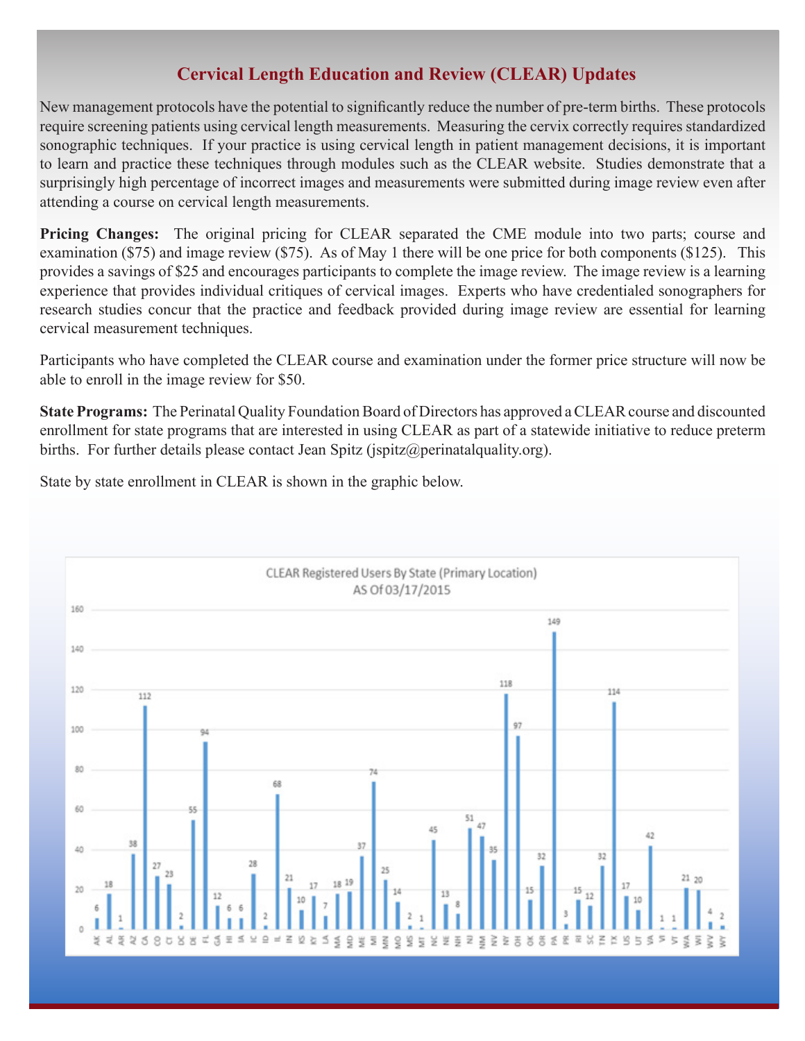## Cervical Length Education and Review (CLEAR) Updates

New management protocols have the potential to significantly reduce the number of pre-term births. These protocols require screening patients using cervical length measurements. Measuring the cervix correctly requires standardized sonographic techniques. If your practice is using cervical length in patient management decisions, it is important to learn and practice these techniques through modules such as the CLEAR website. Studies demonstrate that a surprisingly high percentage of incorrect images and measurements were submitted during image review even after attending a course on cervical length measurements.

**Pricing Changes:** The original pricing for CLEAR separated the CME module into two parts; course and examination ($75) and image review ($75). As of May 1 there will be one price for both components ($125). This provides a savings of $25 and encourages participants to complete the image review. The image review is a learning experience that provides individual critiques of cervical images. Experts who have credentialed sonographers for research studies concur that the practice and feedback provided during image review are essential for learning cervical measurement techniques.

Participants who have completed the CLEAR course and examination under the former price structure will now be able to enroll in the image review for $50.

**State Programs:** The Perinatal Quality Foundation Board of Directors has approved a CLEAR course and discounted enrollment for state programs that are interested in using CLEAR as part of a statewide initiative to reduce preterm births. For further details please contact Jean Spitz (jspitz@perinatalquality.org).

State by state enrollment in CLEAR is shown in the graphic below.

**CLEAR Registered Users By State (Primary Location)**
**AS Of 03/17/2015**

| State | Users |
|---|---|
| AK | 6 |
| AL | 18 |
| AR | 1 |
| AZ | 38 |
| CA | 112 |
| CO | 27 |
| CT | 23 |
| DC | 2 |
| DE | 55 |
| FL | 94 |
| GA | 12 |
| HI | 6 |
| IA | 6 |
| IC | 28 |
| ID | 2 |
| IL | 68 |
| IN | 21 |
| KS | 10 |
| KY | 17 |
| LA | 7 |
| MA | 18 |
| MD | 19 |
| ME | 37 |
| MI | 74 |
| MN | 25 |
| MO | 14 |
| MS | 2 |
| MT | 1 |
| NC | 45 |
| NE | 13 |
| NH | 8 |
| NJ | 51 |
| NM | 47 |
| NV | 35 |
| NY | 118 |
| OH | 97 |
| OK | 15 |
| OR | 32 |
| PA | 149 |
| PR | 3 |
| RI | 15 |
| SC | 12 |
| TN | 32 |
| TX | 114 |
| US | 17 |
| UT | 10 |
| VA | 42 |
| VI | 1 |
| VT | 1 |
| WA | 21 |
| WI | 20 |
| WV | 4 |
| WY | 2 |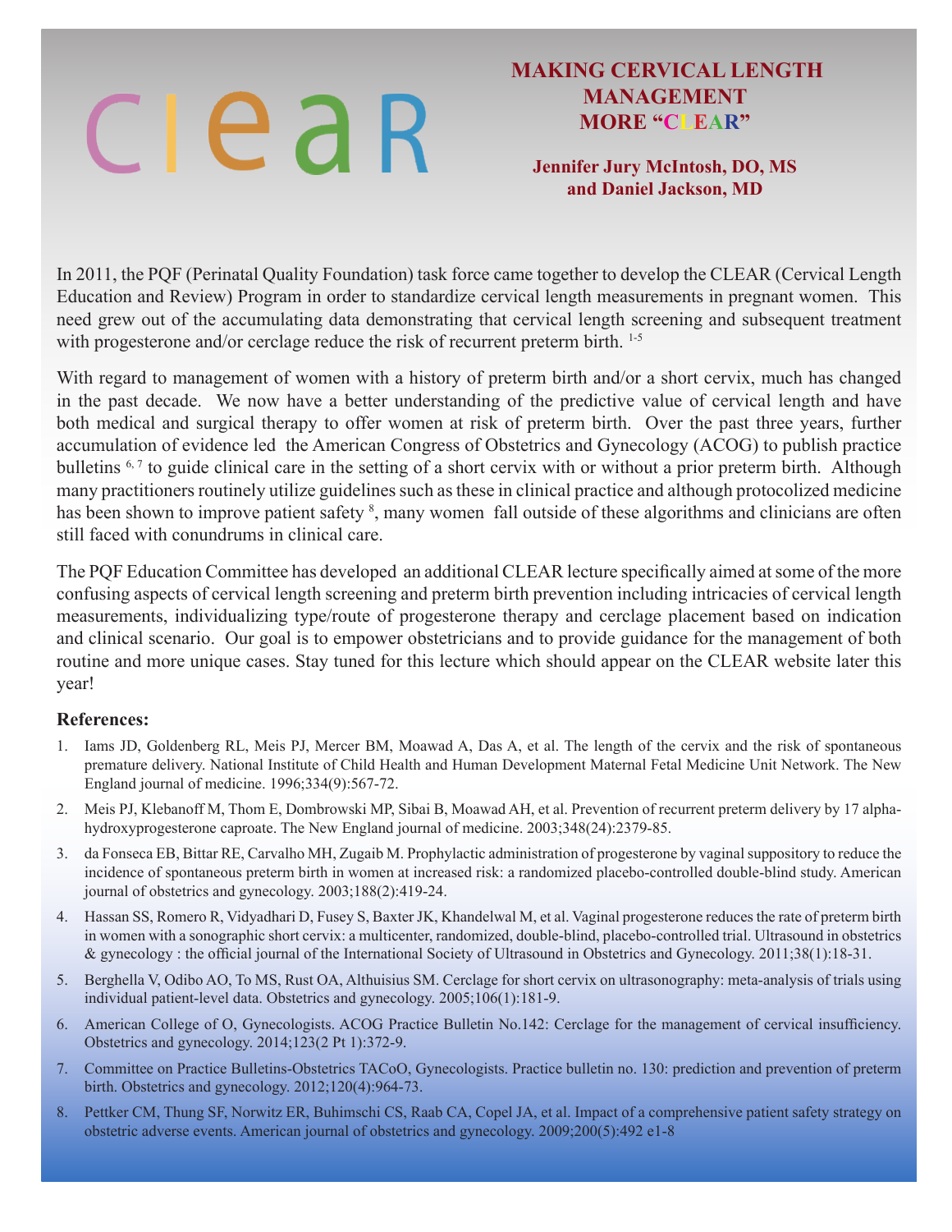clear

# MAKING CERVICAL LENGTH MANAGEMENT MORE "CLEAR"

**Jennifer Jury McIntosh, DO, MS and Daniel Jackson, MD**

In 2011, the PQF (Perinatal Quality Foundation) task force came together to develop the CLEAR (Cervical Length Education and Review) Program in order to standardize cervical length measurements in pregnant women. This need grew out of the accumulating data demonstrating that cervical length screening and subsequent treatment with progesterone and/or cerclage reduce the risk of recurrent preterm birth. [1-5]

With regard to management of women with a history of preterm birth and/or a short cervix, much has changed in the past decade. We now have a better understanding of the predictive value of cervical length and have both medical and surgical therapy to offer women at risk of preterm birth. Over the past three years, further accumulation of evidence led the American Congress of Obstetrics and Gynecology (ACOG) to publish practice bulletins [6, 7] to guide clinical care in the setting of a short cervix with or without a prior preterm birth. Although many practitioners routinely utilize guidelines such as these in clinical practice and although protocolized medicine has been shown to improve patient safety [8], many women fall outside of these algorithms and clinicians are often still faced with conundrums in clinical care.

The PQF Education Committee has developed an additional CLEAR lecture specifically aimed at some of the more confusing aspects of cervical length screening and preterm birth prevention including intricacies of cervical length measurements, individualizing type/route of progesterone therapy and cerclage placement based on indication and clinical scenario. Our goal is to empower obstetricians and to provide guidance for the management of both routine and more unique cases. Stay tuned for this lecture which should appear on the CLEAR website later this year!

**References:**

1. Iams JD, Goldenberg RL, Meis PJ, Mercer BM, Moawad A, Das A, et al. The length of the cervix and the risk of spontaneous premature delivery. National Institute of Child Health and Human Development Maternal Fetal Medicine Unit Network. The New England journal of medicine. 1996;334(9):567-72.
2. Meis PJ, Klebanoff M, Thom E, Dombrowski MP, Sibai B, Moawad AH, et al. Prevention of recurrent preterm delivery by 17 alpha-hydroxyprogesterone caproate. The New England journal of medicine. 2003;348(24):2379-85.
3. da Fonseca EB, Bittar RE, Carvalho MH, Zugaib M. Prophylactic administration of progesterone by vaginal suppository to reduce the incidence of spontaneous preterm birth in women at increased risk: a randomized placebo-controlled double-blind study. American journal of obstetrics and gynecology. 2003;188(2):419-24.
4. Hassan SS, Romero R, Vidyadhari D, Fusey S, Baxter JK, Khandelwal M, et al. Vaginal progesterone reduces the rate of preterm birth in women with a sonographic short cervix: a multicenter, randomized, double-blind, placebo-controlled trial. Ultrasound in obstetrics & gynecology : the official journal of the International Society of Ultrasound in Obstetrics and Gynecology. 2011;38(1):18-31.
5. Berghella V, Odibo AO, To MS, Rust OA, Althuisius SM. Cerclage for short cervix on ultrasonography: meta-analysis of trials using individual patient-level data. Obstetrics and gynecology. 2005;106(1):181-9.
6. American College of O, Gynecologists. ACOG Practice Bulletin No.142: Cerclage for the management of cervical insufficiency. Obstetrics and gynecology. 2014;123(2 Pt 1):372-9.
7. Committee on Practice Bulletins-Obstetrics TACoO, Gynecologists. Practice bulletin no. 130: prediction and prevention of preterm birth. Obstetrics and gynecology. 2012;120(4):964-73.
8. Pettker CM, Thung SF, Norwitz ER, Buhimschi CS, Raab CA, Copel JA, et al. Impact of a comprehensive patient safety strategy on obstetric adverse events. American journal of obstetrics and gynecology. 2009;200(5):492 e1-8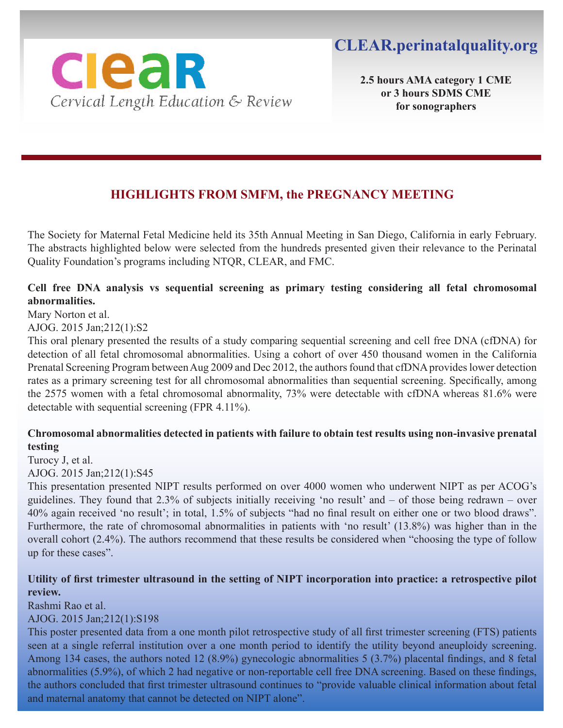clear

Cervical Length Education & Review

**CLEAR.perinatalquality.org**

**2.5 hours AMA category 1 CME or 3 hours SDMS CME for sonographers**

## HIGHLIGHTS FROM SMFM, the PREGNANCY MEETING

The Society for Maternal Fetal Medicine held its 35th Annual Meeting in San Diego, California in early February. The abstracts highlighted below were selected from the hundreds presented given their relevance to the Perinatal Quality Foundation's programs including NTQR, CLEAR, and FMC.

**Cell free DNA analysis vs sequential screening as primary testing considering all fetal chromosomal abnormalities.**

Mary Norton et al.

AJOG. 2015 Jan;212(1):S2

This oral plenary presented the results of a study comparing sequential screening and cell free DNA (cfDNA) for detection of all fetal chromosomal abnormalities. Using a cohort of over 450 thousand women in the California Prenatal Screening Program between Aug 2009 and Dec 2012, the authors found that cfDNA provides lower detection rates as a primary screening test for all chromosomal abnormalities than sequential screening. Specifically, among the 2575 women with a fetal chromosomal abnormality, 73% were detectable with cfDNA whereas 81.6% were detectable with sequential screening (FPR 4.11%).

**Chromosomal abnormalities detected in patients with failure to obtain test results using non-invasive prenatal testing**

Turocy J, et al.

AJOG. 2015 Jan;212(1):S45

This presentation presented NIPT results performed on over 4000 women who underwent NIPT as per ACOG's guidelines. They found that 2.3% of subjects initially receiving 'no result' and – of those being redrawn – over 40% again received 'no result'; in total, 1.5% of subjects "had no final result on either one or two blood draws". Furthermore, the rate of chromosomal abnormalities in patients with 'no result' (13.8%) was higher than in the overall cohort (2.4%). The authors recommend that these results be considered when "choosing the type of follow up for these cases".

**Utility of first trimester ultrasound in the setting of NIPT incorporation into practice: a retrospective pilot review.**

Rashmi Rao et al.

AJOG. 2015 Jan;212(1):S198

This poster presented data from a one month pilot retrospective study of all first trimester screening (FTS) patients seen at a single referral institution over a one month period to identify the utility beyond aneuploidy screening. Among 134 cases, the authors noted 12 (8.9%) gynecologic abnormalities 5 (3.7%) placental findings, and 8 fetal abnormalities (5.9%), of which 2 had negative or non-reportable cell free DNA screening. Based on these findings, the authors concluded that first trimester ultrasound continues to "provide valuable clinical information about fetal and maternal anatomy that cannot be detected on NIPT alone".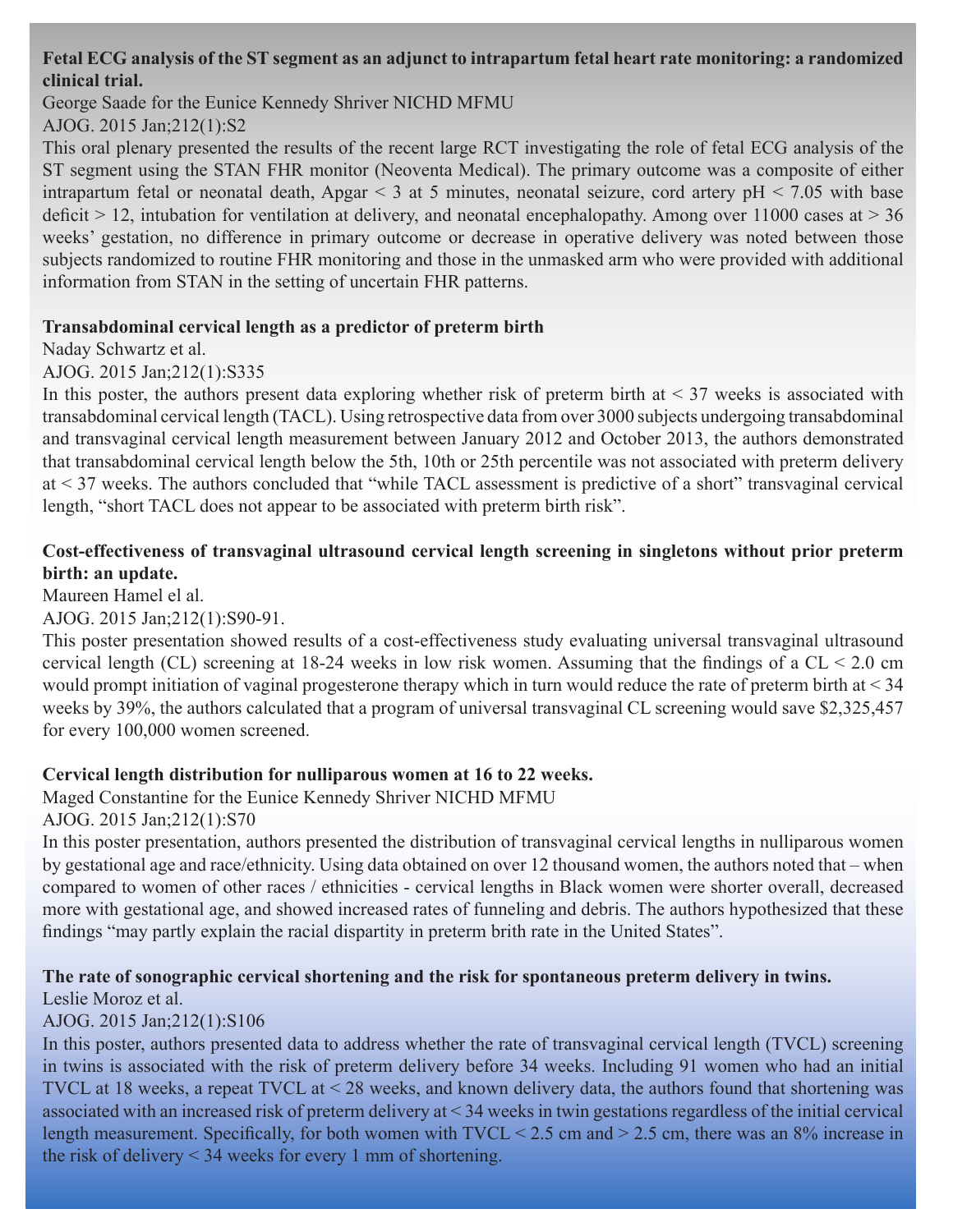**Fetal ECG analysis of the ST segment as an adjunct to intrapartum fetal heart rate monitoring: a randomized clinical trial.**

George Saade for the Eunice Kennedy Shriver NICHD MFMU

AJOG. 2015 Jan;212(1):S2

This oral plenary presented the results of the recent large RCT investigating the role of fetal ECG analysis of the ST segment using the STAN FHR monitor (Neoventa Medical). The primary outcome was a composite of either intrapartum fetal or neonatal death, Apgar < 3 at 5 minutes, neonatal seizure, cord artery pH < 7.05 with base deficit > 12, intubation for ventilation at delivery, and neonatal encephalopathy. Among over 11000 cases at > 36 weeks' gestation, no difference in primary outcome or decrease in operative delivery was noted between those subjects randomized to routine FHR monitoring and those in the unmasked arm who were provided with additional information from STAN in the setting of uncertain FHR patterns.

**Transabdominal cervical length as a predictor of preterm birth**

Naday Schwartz et al.

AJOG. 2015 Jan;212(1):S335

In this poster, the authors present data exploring whether risk of preterm birth at < 37 weeks is associated with transabdominal cervical length (TACL). Using retrospective data from over 3000 subjects undergoing transabdominal and transvaginal cervical length measurement between January 2012 and October 2013, the authors demonstrated that transabdominal cervical length below the 5th, 10th or 25th percentile was not associated with preterm delivery at < 37 weeks. The authors concluded that "while TACL assessment is predictive of a short" transvaginal cervical length, "short TACL does not appear to be associated with preterm birth risk".

**Cost-effectiveness of transvaginal ultrasound cervical length screening in singletons without prior preterm birth: an update.**

Maureen Hamel el al.

AJOG. 2015 Jan;212(1):S90-91.

This poster presentation showed results of a cost-effectiveness study evaluating universal transvaginal ultrasound cervical length (CL) screening at 18-24 weeks in low risk women. Assuming that the findings of a CL < 2.0 cm would prompt initiation of vaginal progesterone therapy which in turn would reduce the rate of preterm birth at < 34 weeks by 39%, the authors calculated that a program of universal transvaginal CL screening would save $2,325,457 for every 100,000 women screened.

**Cervical length distribution for nulliparous women at 16 to 22 weeks.**

Maged Constantine for the Eunice Kennedy Shriver NICHD MFMU

AJOG. 2015 Jan;212(1):S70

In this poster presentation, authors presented the distribution of transvaginal cervical lengths in nulliparous women by gestational age and race/ethnicity. Using data obtained on over 12 thousand women, the authors noted that – when compared to women of other races / ethnicities - cervical lengths in Black women were shorter overall, decreased more with gestational age, and showed increased rates of funneling and debris. The authors hypothesized that these findings "may partly explain the racial dispartity in preterm brith rate in the United States".

**The rate of sonographic cervical shortening and the risk for spontaneous preterm delivery in twins.**

Leslie Moroz et al.

AJOG. 2015 Jan;212(1):S106

In this poster, authors presented data to address whether the rate of transvaginal cervical length (TVCL) screening in twins is associated with the risk of preterm delivery before 34 weeks. Including 91 women who had an initial TVCL at 18 weeks, a repeat TVCL at < 28 weeks, and known delivery data, the authors found that shortening was associated with an increased risk of preterm delivery at < 34 weeks in twin gestations regardless of the initial cervical length measurement. Specifically, for both women with TVCL < 2.5 cm and > 2.5 cm, there was an 8% increase in the risk of delivery < 34 weeks for every 1 mm of shortening.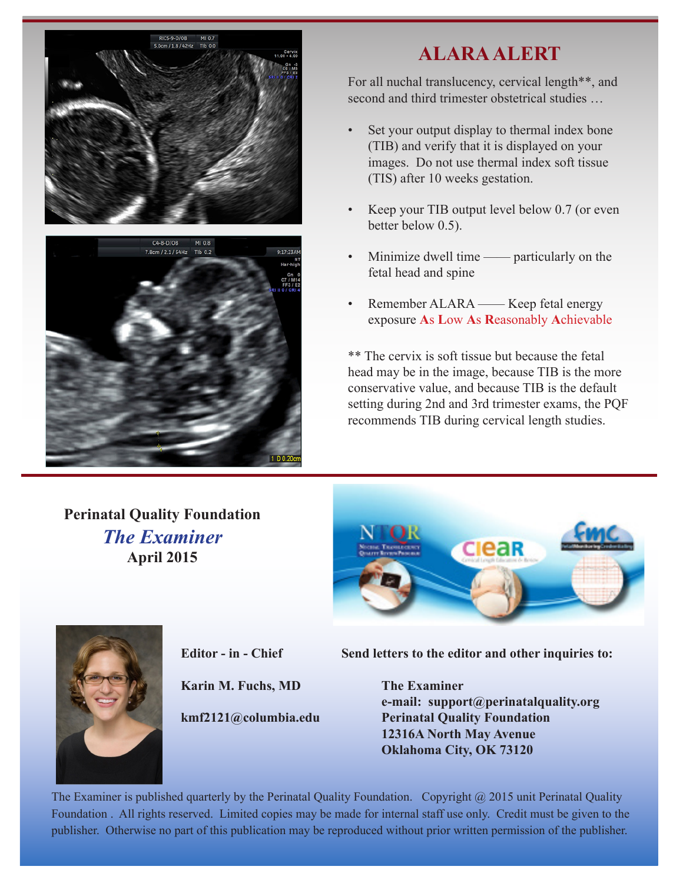## ALARA ALERT

For all nuchal translucency, cervical length**, and second and third trimester obstetrical studies …

- Set your output display to thermal index bone (TIB) and verify that it is displayed on your images. Do not use thermal index soft tissue (TIS) after 10 weeks gestation.
- Keep your TIB output level below 0.7 (or even better below 0.5).
- Minimize dwell time —— particularly on the fetal head and spine
- Remember ALARA —— Keep fetal energy exposure **A**s **L**ow **A**s **R**easonably **A**chievable

** The cervix is soft tissue but because the fetal head may be in the image, because TIB is the more conservative value, and because TIB is the default setting during 2nd and 3rd trimester exams, the PQF recommends TIB during cervical length studies.

**Perinatal Quality Foundation**

***The Examiner***

**April 2015**

**Editor - in - Chief**

**Karin M. Fuchs, MD**

**kmf2121@columbia.edu**

**Send letters to the editor and other inquiries to:**

**The Examiner**
**e-mail: support@perinatalquality.org**
**Perinatal Quality Foundation**
**12316A North May Avenue**
**Oklahoma City, OK 73120**

The Examiner is published quarterly by the Perinatal Quality Foundation. Copyright @ 2015 unit Perinatal Quality Foundation . All rights reserved. Limited copies may be made for internal staff use only. Credit must be given to the publisher. Otherwise no part of this publication may be reproduced without prior written permission of the publisher.